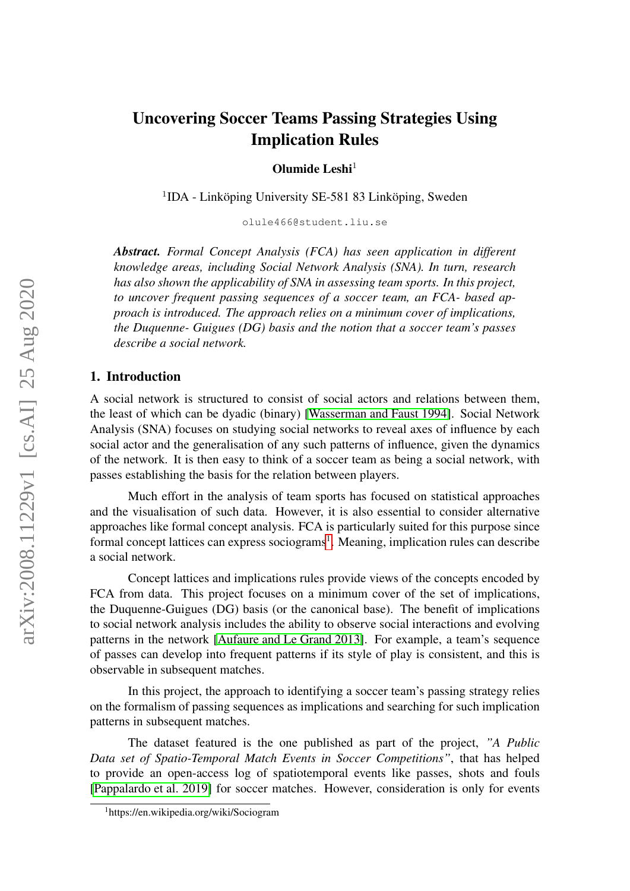# Uncovering Soccer Teams Passing Strategies Using Implication Rules

**Olumide Leshi**[1]

[1]IDA - Linköping University SE-581 83 Linköping, Sweden

olule466@student.liu.se

***Abstract.*** *Formal Concept Analysis (FCA) has seen application in different knowledge areas, including Social Network Analysis (SNA). In turn, research has also shown the applicability of SNA in assessing team sports. In this project, to uncover frequent passing sequences of a soccer team, an FCA- based approach is introduced. The approach relies on a minimum cover of implications, the Duquenne- Guigues (DG) basis and the notion that a soccer team's passes describe a social network.*

## 1. Introduction

A social network is structured to consist of social actors and relations between them, the least of which can be dyadic (binary) [Wasserman and Faust 1994]. Social Network Analysis (SNA) focuses on studying social networks to reveal axes of influence by each social actor and the generalisation of any such patterns of influence, given the dynamics of the network. It is then easy to think of a soccer team as being a social network, with passes establishing the basis for the relation between players.

Much effort in the analysis of team sports has focused on statistical approaches and the visualisation of such data. However, it is also essential to consider alternative approaches like formal concept analysis. FCA is particularly suited for this purpose since formal concept lattices can express sociograms[1]. Meaning, implication rules can describe a social network.

Concept lattices and implications rules provide views of the concepts encoded by FCA from data. This project focuses on a minimum cover of the set of implications, the Duquenne-Guigues (DG) basis (or the canonical base). The benefit of implications to social network analysis includes the ability to observe social interactions and evolving patterns in the network [Aufaure and Le Grand 2013]. For example, a team's sequence of passes can develop into frequent patterns if its style of play is consistent, and this is observable in subsequent matches.

In this project, the approach to identifying a soccer team's passing strategy relies on the formalism of passing sequences as implications and searching for such implication patterns in subsequent matches.

The dataset featured is the one published as part of the project, *"A Public Data set of Spatio-Temporal Match Events in Soccer Competitions"*, that has helped to provide an open-access log of spatiotemporal events like passes, shots and fouls [Pappalardo et al. 2019] for soccer matches. However, consideration is only for events

[1]https://en.wikipedia.org/wiki/Sociogram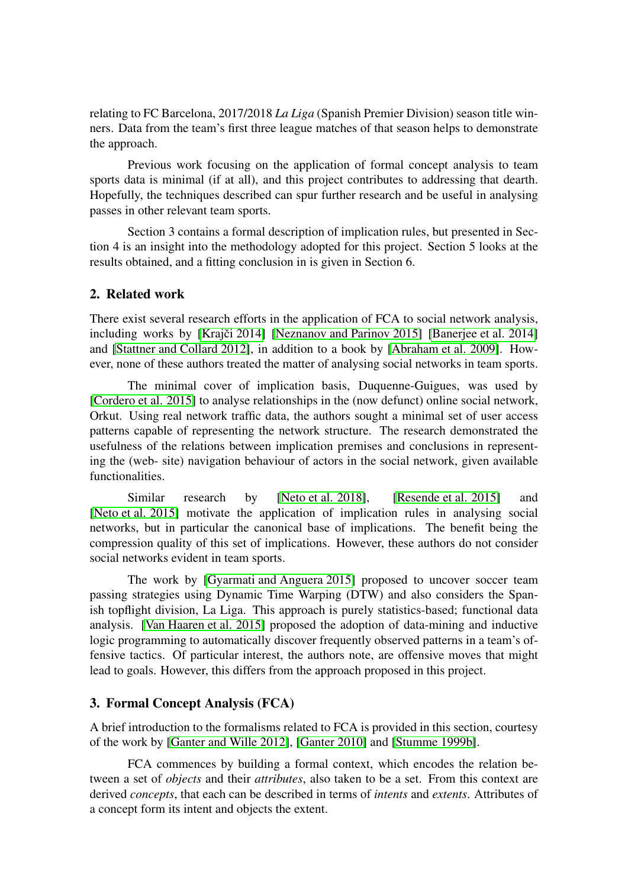relating to FC Barcelona, 2017/2018 *La Liga* (Spanish Premier Division) season title winners. Data from the team's first three league matches of that season helps to demonstrate the approach.

Previous work focusing on the application of formal concept analysis to team sports data is minimal (if at all), and this project contributes to addressing that dearth. Hopefully, the techniques described can spur further research and be useful in analysing passes in other relevant team sports.

Section 3 contains a formal description of implication rules, but presented in Section 4 is an insight into the methodology adopted for this project. Section 5 looks at the results obtained, and a fitting conclusion in is given in Section 6.

## 2. Related work

There exist several research efforts in the application of FCA to social network analysis, including works by [Krajči 2014] [Neznanov and Parinov 2015] [Banerjee et al. 2014] and [Stattner and Collard 2012], in addition to a book by [Abraham et al. 2009]. However, none of these authors treated the matter of analysing social networks in team sports.

The minimal cover of implication basis, Duquenne-Guigues, was used by [Cordero et al. 2015] to analyse relationships in the (now defunct) online social network, Orkut. Using real network traffic data, the authors sought a minimal set of user access patterns capable of representing the network structure. The research demonstrated the usefulness of the relations between implication premises and conclusions in representing the (web- site) navigation behaviour of actors in the social network, given available functionalities.

Similar research by [Neto et al. 2018], [Resende et al. 2015] and [Neto et al. 2015] motivate the application of implication rules in analysing social networks, but in particular the canonical base of implications. The benefit being the compression quality of this set of implications. However, these authors do not consider social networks evident in team sports.

The work by [Gyarmati and Anguera 2015] proposed to uncover soccer team passing strategies using Dynamic Time Warping (DTW) and also considers the Spanish topflight division, La Liga. This approach is purely statistics-based; functional data analysis. [Van Haaren et al. 2015] proposed the adoption of data-mining and inductive logic programming to automatically discover frequently observed patterns in a team's offensive tactics. Of particular interest, the authors note, are offensive moves that might lead to goals. However, this differs from the approach proposed in this project.

## 3. Formal Concept Analysis (FCA)

A brief introduction to the formalisms related to FCA is provided in this section, courtesy of the work by [Ganter and Wille 2012], [Ganter 2010] and [Stumme 1999b].

FCA commences by building a formal context, which encodes the relation between a set of *objects* and their *attributes*, also taken to be a set. From this context are derived *concepts*, that each can be described in terms of *intents* and *extents*. Attributes of a concept form its intent and objects the extent.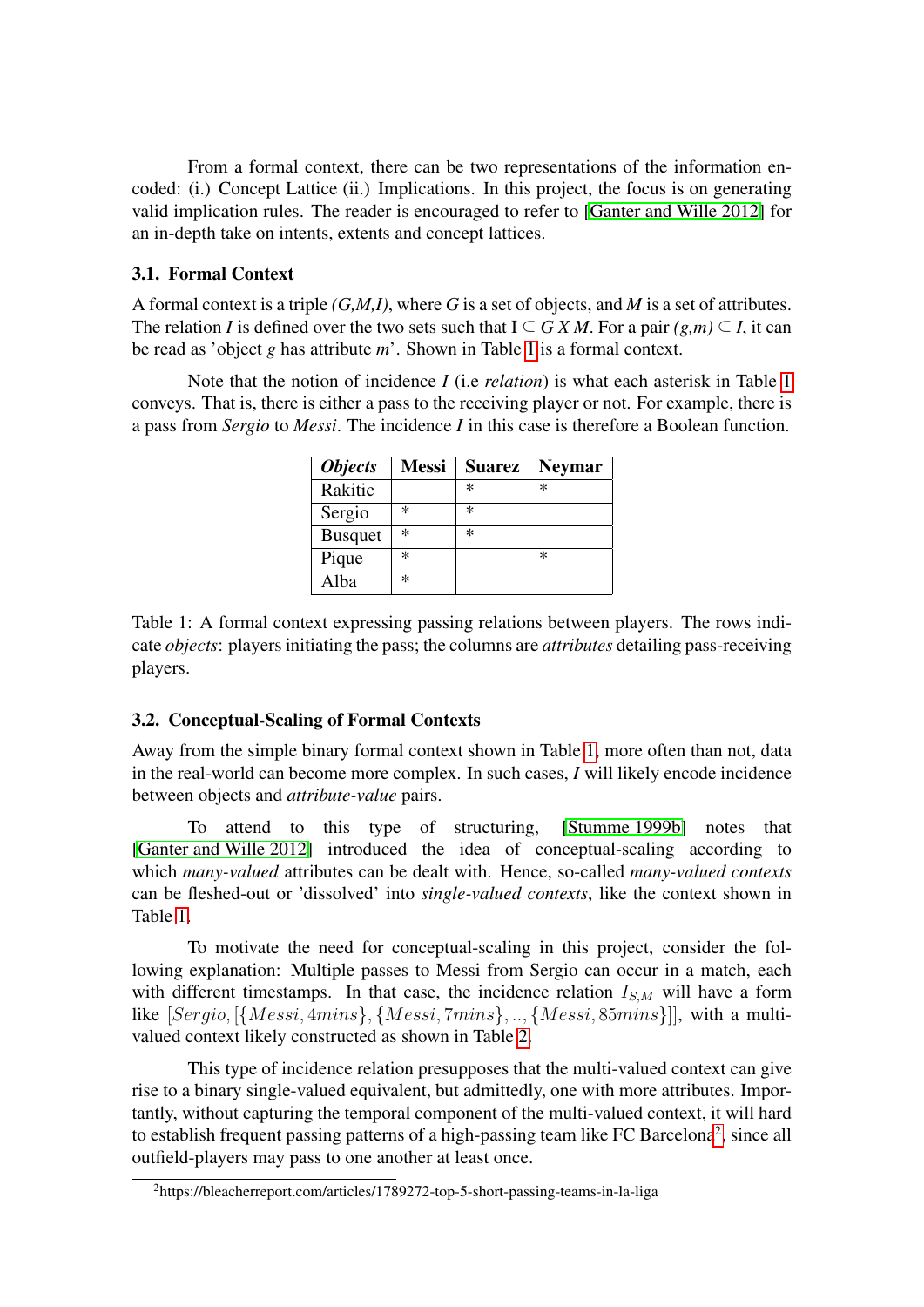From a formal context, there can be two representations of the information encoded: (i.) Concept Lattice (ii.) Implications. In this project, the focus is on generating valid implication rules. The reader is encouraged to refer to [Ganter and Wille 2012] for an in-depth take on intents, extents and concept lattices.

### 3.1. Formal Context

A formal context is a triple *(G,M,I)*, where *G* is a set of objects, and *M* is a set of attributes. The relation *I* is defined over the two sets such that I ⊆ *G X M*. For a pair *(g,m)* ⊆ *I*, it can be read as 'object *g* has attribute *m*'. Shown in Table 1 is a formal context.

Note that the notion of incidence *I* (i.e *relation*) is what each asterisk in Table 1 conveys. That is, there is either a pass to the receiving player or not. For example, there is a pass from *Sergio* to *Messi*. The incidence *I* in this case is therefore a Boolean function.

| ***Objects*** | **Messi** | **Suarez** | **Neymar** |
|---|---|---|---|
| Rakitic | | * | * |
| Sergio | * | * | |
| Busquet | * | * | |
| Pique | * | | * |
| Alba | * | | |

Table 1: A formal context expressing passing relations between players. The rows indicate *objects*: players initiating the pass; the columns are *attributes* detailing pass-receiving players.

### 3.2. Conceptual-Scaling of Formal Contexts

Away from the simple binary formal context shown in Table 1, more often than not, data in the real-world can become more complex. In such cases, *I* will likely encode incidence between objects and *attribute-value* pairs.

To attend to this type of structuring, [Stumme 1999b] notes that [Ganter and Wille 2012] introduced the idea of conceptual-scaling according to which *many-valued* attributes can be dealt with. Hence, so-called *many-valued contexts* can be fleshed-out or 'dissolved' into *single-valued contexts*, like the context shown in Table 1.

To motivate the need for conceptual-scaling in this project, consider the following explanation: Multiple passes to Messi from Sergio can occur in a match, each with different timestamps. In that case, the incidence relation $I_{S,M}$ will have a form like $[Sergio, [\{Messi, 4mins\}, \{Messi, 7mins\}, .., \{Messi, 85mins\}]]$, with a multi-valued context likely constructed as shown in Table 2.

This type of incidence relation presupposes that the multi-valued context can give rise to a binary single-valued equivalent, but admittedly, one with more attributes. Importantly, without capturing the temporal component of the multi-valued context, it will hard to establish frequent passing patterns of a high-passing team like FC Barcelona[2], since all outfield-players may pass to one another at least once.

[2]https://bleacherreport.com/articles/1789272-top-5-short-passing-teams-in-la-liga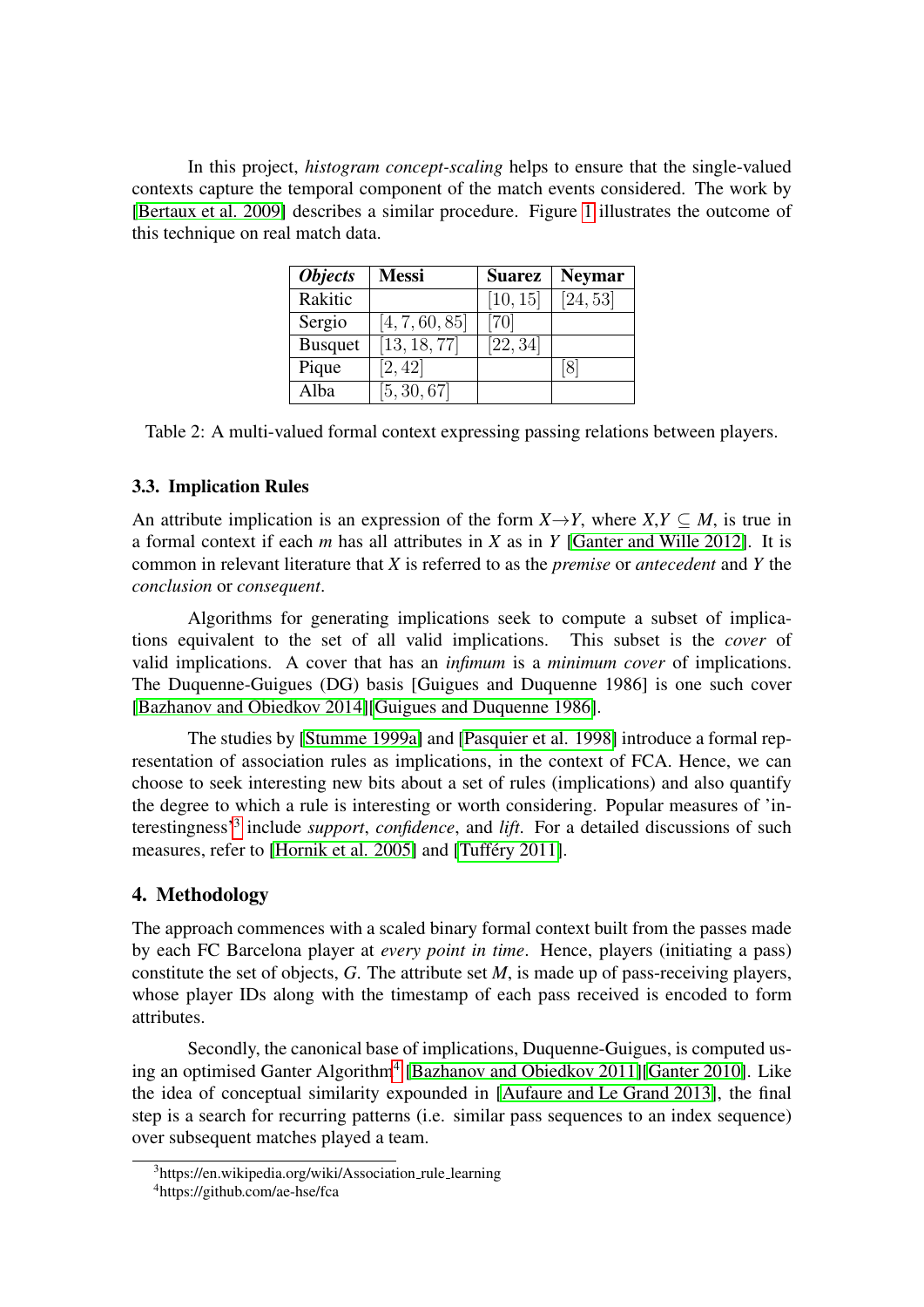In this project, *histogram concept-scaling* helps to ensure that the single-valued contexts capture the temporal component of the match events considered. The work by [Bertaux et al. 2009] describes a similar procedure. Figure 1 illustrates the outcome of this technique on real match data.

| ***Objects*** | **Messi** | **Suarez** | **Neymar** |
|---|---|---|---|
| Rakitic | | $[10, 15]$ | $[24, 53]$ |
| Sergio | $[4, 7, 60, 85]$ | $[70]$ | |
| Busquet | $[13, 18, 77]$ | $[22, 34]$ | |
| Pique | $[2, 42]$ | | $[8]$ |
| Alba | $[5, 30, 67]$ | | |

Table 2: A multi-valued formal context expressing passing relations between players.

### 3.3. Implication Rules

An attribute implication is an expression of the form $X \rightarrow Y$, where $X, Y \subseteq M$, is true in a formal context if each $m$ has all attributes in $X$ as in $Y$ [Ganter and Wille 2012]. It is common in relevant literature that $X$ is referred to as the *premise* or *antecedent* and $Y$ the *conclusion* or *consequent*.

Algorithms for generating implications seek to compute a subset of implications equivalent to the set of all valid implications. This subset is the *cover* of valid implications. A cover that has an *infimum* is a *minimum cover* of implications. The Duquenne-Guigues (DG) basis [Guigues and Duquenne 1986] is one such cover [Bazhanov and Obiedkov 2014][Guigues and Duquenne 1986].

The studies by [Stumme 1999a] and [Pasquier et al. 1998] introduce a formal representation of association rules as implications, in the context of FCA. Hence, we can choose to seek interesting new bits about a set of rules (implications) and also quantify the degree to which a rule is interesting or worth considering. Popular measures of 'interestingness'[3] include *support*, *confidence*, and *lift*. For a detailed discussions of such measures, refer to [Hornik et al. 2005] and [Tufféry 2011].

## 4. Methodology

The approach commences with a scaled binary formal context built from the passes made by each FC Barcelona player at *every point in time*. Hence, players (initiating a pass) constitute the set of objects, *G*. The attribute set *M*, is made up of pass-receiving players, whose player IDs along with the timestamp of each pass received is encoded to form attributes.

Secondly, the canonical base of implications, Duquenne-Guigues, is computed using an optimised Ganter Algorithm[4] [Bazhanov and Obiedkov 2011][Ganter 2010]. Like the idea of conceptual similarity expounded in [Aufaure and Le Grand 2013], the final step is a search for recurring patterns (i.e. similar pass sequences to an index sequence) over subsequent matches played a team.

[3] https://en.wikipedia.org/wiki/Association_rule_learning

[4] https://github.com/ae-hse/fca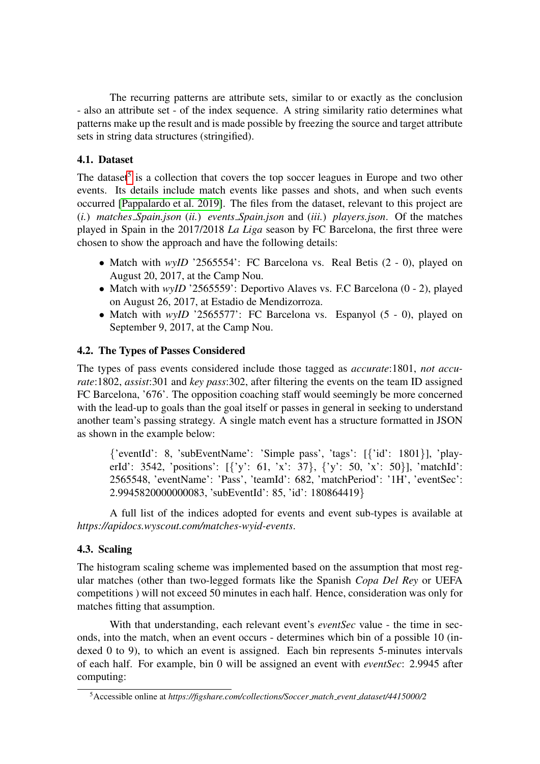The recurring patterns are attribute sets, similar to or exactly as the conclusion - also an attribute set - of the index sequence. A string similarity ratio determines what patterns make up the result and is made possible by freezing the source and target attribute sets in string data structures (stringified).

### 4.1. Dataset

The dataset[5] is a collection that covers the top soccer leagues in Europe and two other events. Its details include match events like passes and shots, and when such events occurred [Pappalardo et al. 2019]. The files from the dataset, relevant to this project are (*i.*) *matches_Spain.json* (*ii.*) *events_Spain.json* and (*iii.*) *players.json*. Of the matches played in Spain in the 2017/2018 *La Liga* season by FC Barcelona, the first three were chosen to show the approach and have the following details:

- Match with *wyID* '2565554': FC Barcelona vs. Real Betis (2 - 0), played on August 20, 2017, at the Camp Nou.
- Match with *wyID* '2565559': Deportivo Alaves vs. F.C Barcelona (0 - 2), played on August 26, 2017, at Estadio de Mendizorroza.
- Match with *wyID* '2565577': FC Barcelona vs. Espanyol (5 - 0), played on September 9, 2017, at the Camp Nou.

### 4.2. The Types of Passes Considered

The types of pass events considered include those tagged as *accurate*:1801, *not accurate*:1802, *assist*:301 and *key pass*:302, after filtering the events on the team ID assigned FC Barcelona, '676'. The opposition coaching staff would seemingly be more concerned with the lead-up to goals than the goal itself or passes in general in seeking to understand another team's passing strategy. A single match event has a structure formatted in JSON as shown in the example below:

> {'eventId': 8, 'subEventName': 'Simple pass', 'tags': [{'id': 1801}], 'playerId': 3542, 'positions': [{'y': 61, 'x': 37}, {'y': 50, 'x': 50}], 'matchId': 2565548, 'eventName': 'Pass', 'teamId': 682, 'matchPeriod': '1H', 'eventSec': 2.9945820000000083, 'subEventId': 85, 'id': 180864419}

A full list of the indices adopted for events and event sub-types is available at *https://apidocs.wyscout.com/matches-wyid-events*.

### 4.3. Scaling

The histogram scaling scheme was implemented based on the assumption that most regular matches (other than two-legged formats like the Spanish *Copa Del Rey* or UEFA competitions ) will not exceed 50 minutes in each half. Hence, consideration was only for matches fitting that assumption.

With that understanding, each relevant event's *eventSec* value - the time in seconds, into the match, when an event occurs - determines which bin of a possible 10 (indexed 0 to 9), to which an event is assigned. Each bin represents 5-minutes intervals of each half. For example, bin 0 will be assigned an event with *eventSec*: 2.9945 after computing:

[5] Accessible online at *https://figshare.com/collections/Soccer_match_event_dataset/4415000/2*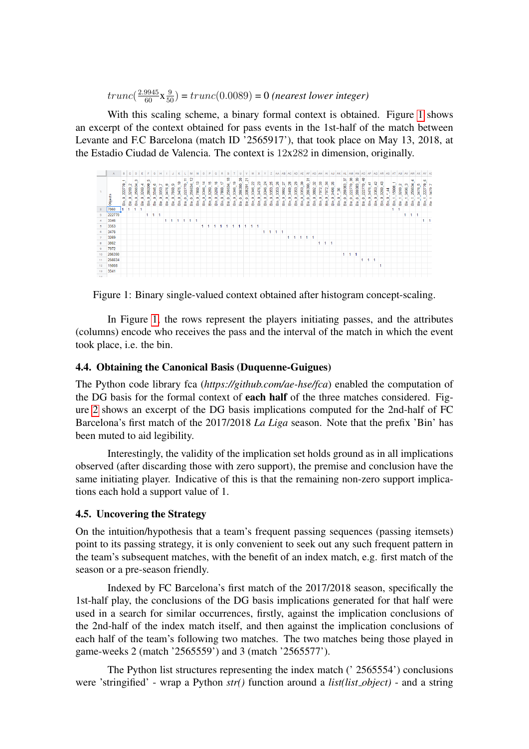$trunc(\frac{2.9945}{60} \text{x} \frac{9}{50}) = trunc(0.0089) = 0$ *(nearest lower integer)*

With this scaling scheme, a binary formal context is obtained. Figure 1 shows an excerpt of the context obtained for pass events in the 1st-half of the match between Levante and F.C Barcelona (match ID '2565917'), that took place on May 13, 2018, at the Estadio Ciudad de Valencia. The context is $12 \text{x} 282$ in dimension, originally.

Figure 1: Binary single-valued context obtained after histogram concept-scaling.

In Figure 1, the rows represent the players initiating passes, and the attributes (columns) encode who receives the pass and the interval of the match in which the event took place, i.e. the bin.

### 4.4. Obtaining the Canonical Basis (Duquenne-Guigues)

The Python code library fca (*https://github.com/ae-hse/fca*) enabled the computation of the DG basis for the formal context of **each half** of the three matches considered. Figure 2 shows an excerpt of the DG basis implications computed for the 2nd-half of FC Barcelona's first match of the 2017/2018 *La Liga* season. Note that the prefix 'Bin' has been muted to aid legibility.

Interestingly, the validity of the implication set holds ground as in all implications observed (after discarding those with zero support), the premise and conclusion have the same initiating player. Indicative of this is that the remaining non-zero support implications each hold a support value of 1.

### 4.5. Uncovering the Strategy

On the intuition/hypothesis that a team's frequent passing sequences (passing itemsets) point to its passing strategy, it is only convenient to seek out any such frequent pattern in the team's subsequent matches, with the benefit of an index match, e.g. first match of the season or a pre-season friendly.

Indexed by FC Barcelona's first match of the 2017/2018 season, specifically the 1st-half play, the conclusions of the DG basis implications generated for that half were used in a search for similar occurrences, firstly, against the implication conclusions of the 2nd-half of the index match itself, and then against the implication conclusions of each half of the team's following two matches. The two matches being those played in game-weeks 2 (match '2565559') and 3 (match '2565577').

The Python list structures representing the index match (' 2565554') conclusions were 'stringified' - wrap a Python *str()* function around a *list(list_object)* - and a string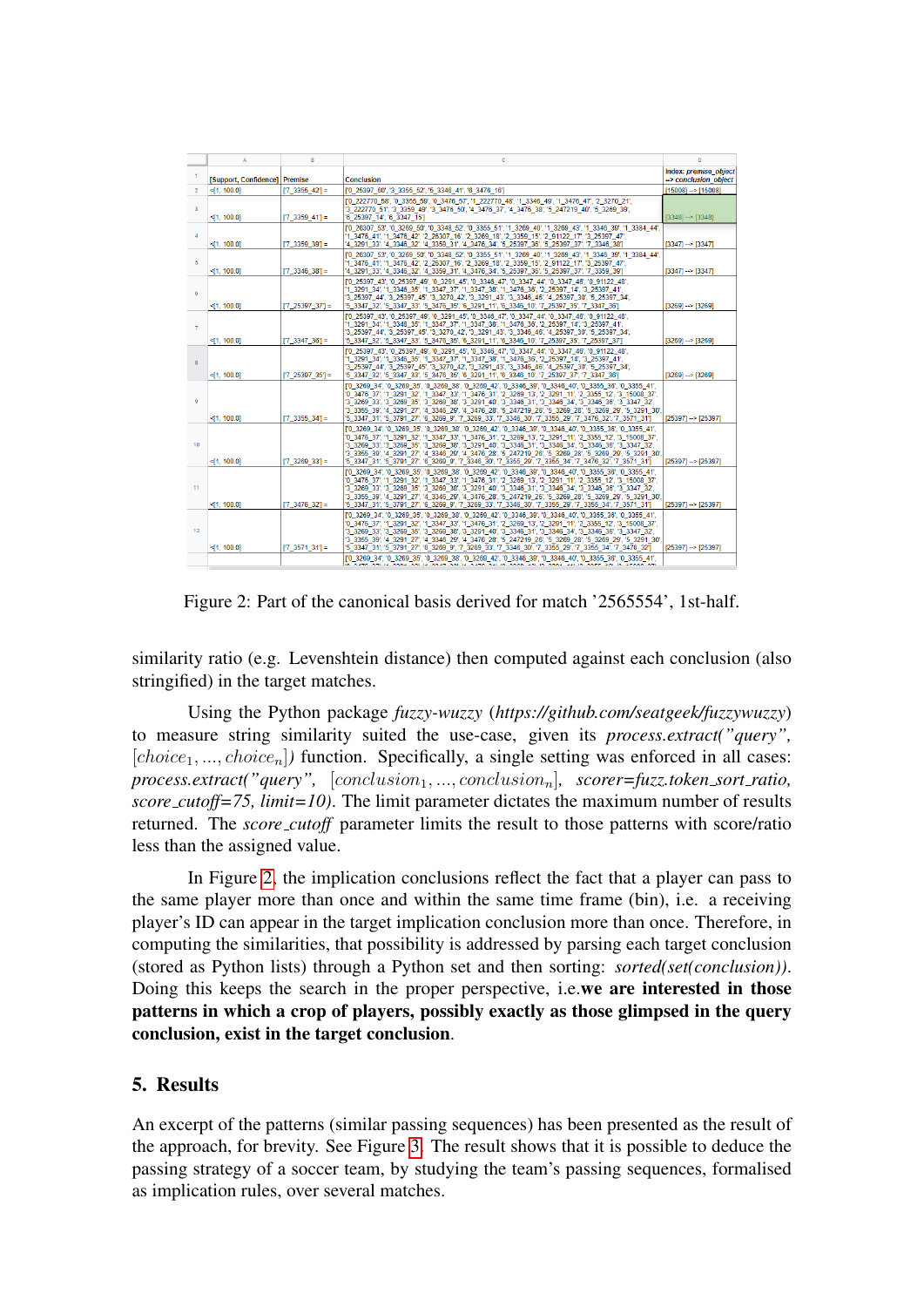| | A | B | C | D |
|---|---|---|---|---|
| 1 | [Support, Confidence] | Premise | Conclusion | Index: premise_object --> conclusion_object |
| 2 | <[1, 100.0] | [7_3355_42] = | ['0_25397_60', '3_3355_52', '5_3348_41', '8_3476_16'] | [15008] --> [15008] |
| 3 | <[1, 100.0] | [7_3359_41] = | ['0_222770_58', '0_3355_59', '0_3476_57', '1_222770_48', '1_3346_49', '1_3476_47', '2_3270_21', '3_222770_51', '3_3359_49', '3_3478_50', '4_3476_37', '4_3476_38', '5_247219_40', '5_3269_39', '6_25397_14', '6_3347_15'] | [3348] --> [3348] |
| 4 | <[1, 100.0] | [7_3359_39] = | ['0_26307_53', '0_3269_50', '0_3348_52', '0_3355_51', '1_3269_40', '1_3269_43', '1_3346_39', '1_3384_44', '1_3476_41', '1_3476_42', '2_26307_16', '2_3269_18', '2_3359_15', '2_91122_17', '3_25397_47', '4_3291_33', '4_3348_32', '4_3359_31', '4_3476_34', '5_25397_36', '5_25397_37', '7_3346_38'] | [3347] --> [3347] |
| 5 | <[1, 100.0] | [7_3346_38] = | ['0_26307_53', '0_3269_50', '0_3348_52', '0_3355_51', '1_3269_40', '1_3269_43', '1_3346_39', '1_3384_44', '1_3476_41', '1_3476_42', '2_26307_16', '2_3269_18', '2_3359_15', '2_91122_17', '3_25397_47', '4_3291_33', '4_3348_32', '4_3359_31', '4_3476_34', '5_25397_36', '5_25397_37', '7_3359_39'] | [3347] --> [3347] |
| 6 | <[1, 100.0] | [7_25397_37] = | ['0_25397_43', '0_25397_49', '0_3291_45', '0_3348_47', '0_3347_44', '0_3347_48', '0_91122_48', '1_3291_34', '1_3346_35', '1_3347_37', '1_3347_38', '1_3476_36', '2_25397_14', '3_25397_41', '3_25397_44', '3_25397_45', '3_3270_42', '3_3291_43', '3_3346_46', '4_25397_30', '5_25397_34', '5_3347_32', '5_3347_33', '5_3476_35', '6_3291_11', '6_3346_10', '7_25397_35', '7_3347_36'] | [3269] --> [3269] |
| 7 | <[1, 100.0] | [7_3347_36] = | ['0_25397_43', '0_25397_49', '0_3291_45', '0_3348_47', '0_3347_44', '0_3347_48', '0_91122_48', '1_3291_34', '1_3346_35', '1_3347_37', '1_3347_38', '1_3476_36', '2_25397_14', '3_25397_41', '3_25397_44', '3_25397_45', '3_3270_42', '3_3291_43', '3_3346_46', '4_25397_30', '5_25397_34', '5_3347_32', '5_3347_33', '5_3476_35', '6_3291_11', '6_3346_10', '7_25397_35', '7_25397_37'] | [3269] --> [3269] |
| 8 | <[1, 100.0] | [7_25397_35] = | ['0_25397_43', '0_25397_49', '0_3291_45', '0_3348_47', '0_3347_44', '0_3347_48', '0_91122_48', '1_3291_34', '1_3346_35', '1_3347_37', '1_3347_38', '1_3476_36', '2_25397_14', '3_25397_41', '3_25397_44', '3_25397_45', '3_3270_42', '3_3291_43', '3_3346_46', '4_25397_30', '5_25397_34', '5_3347_32', '5_3347_33', '5_3476_35', '6_3291_11', '6_3346_10', '7_25397_37', '7_3347_36'] | [3269] --> [3269] |
| 9 | <[1, 100.0] | [7_3355_34] = | ['0_3269_34', '0_3269_35', '0_3269_38', '0_3269_42', '0_3346_39', '0_3346_40', '0_3355_36', '0_3355_41', '0_3476_37', '1_3291_32', '1_3347_33', '1_3476_31', '2_3269_13', '2_3291_11', '2_3355_12', '3_15008_37', '3_3269_33', '3_3269_35', '3_3269_38', '3_3291_40', '3_3346_31', '3_3346_34', '3_3346_36', '3_3347_32', '3_3355_39', '4_3291_27', '4_3346_29', '4_3476_28', '5_247219_28', '5_3269_28', '5_3269_29', '5_3291_30', '5_3347_31', '5_3791_27', '6_3269_9', '7_3269_33', '7_3346_30', '7_3355_29', '7_3476_32', '7_3571_31'] | [25397] --> [25397] |
| 10 | <[1, 100.0] | [7_3269_33] = | ['0_3269_34', '0_3269_35', '0_3269_38', '0_3269_42', '0_3346_39', '0_3346_40', '0_3355_36', '0_3355_41', '0_3476_37', '1_3291_32', '1_3347_33', '1_3476_31', '2_3269_13', '2_3291_11', '2_3355_12', '3_15008_37', '3_3269_33', '3_3269_35', '3_3269_38', '3_3291_40', '3_3346_31', '3_3346_34', '3_3346_36', '3_3347_32', '3_3355_39', '4_3291_27', '4_3346_29', '4_3476_28', '5_247219_28', '5_3269_28', '5_3269_29', '5_3291_30', '5_3347_31', '5_3791_27', '6_3269_9', '7_3346_30', '7_3355_29', '7_3355_34', '7_3476_32', '7_3571_31'] | [25397] --> [25397] |
| 11 | <[1, 100.0] | [7_3476_32] = | ['0_3269_34', '0_3269_35', '0_3269_38', '0_3269_42', '0_3346_39', '0_3346_40', '0_3355_36', '0_3355_41', '0_3476_37', '1_3291_32', '1_3347_33', '1_3476_31', '2_3269_13', '2_3291_11', '2_3355_12', '3_15008_37', '3_3269_33', '3_3269_35', '3_3269_38', '3_3291_40', '3_3346_31', '3_3346_34', '3_3346_36', '3_3347_32', '3_3355_39', '4_3291_27', '4_3346_29', '4_3476_28', '5_247219_28', '5_3269_28', '5_3269_29', '5_3291_30', '5_3347_31', '5_3791_27', '6_3269_9', '7_3269_33', '7_3346_30', '7_3355_29', '7_3355_34', '7_3571_31'] | [25397] --> [25397] |
| 12 | <[1, 100.0] | [7_3571_31] = | ['0_3269_34', '0_3269_35', '0_3269_38', '0_3269_42', '0_3346_39', '0_3346_40', '0_3355_36', '0_3355_41', '0_3476_37', '1_3291_32', '1_3347_33', '1_3476_31', '2_3269_13', '2_3291_11', '2_3355_12', '3_15008_37', '3_3269_33', '3_3269_35', '3_3269_38', '3_3291_40', '3_3346_31', '3_3346_34', '3_3346_36', '3_3347_32', '3_3355_39', '4_3291_27', '4_3346_29', '4_3476_28', '5_247219_28', '5_3269_28', '5_3269_29', '5_3291_30', '5_3347_31', '5_3791_27', '6_3269_9', '7_3269_33', '7_3346_30', '7_3355_29', '7_3355_34', '7_3476_32'] | [25397] --> [25397] |
| 13 | | | ['0_3269_34', '0_3269_35', '0_3269_38', '0_3269_42', '0_3346_39', '0_3346_40', '0_3355_36', '0_3355_41', ... | |

Figure 2: Part of the canonical basis derived for match '2565554', 1st-half.

similarity ratio (e.g. Levenshtein distance) then computed against each conclusion (also stringified) in the target matches.

Using the Python package *fuzzy-wuzzy* (*https://github.com/seatgeek/fuzzywuzzy*) to measure string similarity suited the use-case, given its *process.extract("query",* $[choice_1, ..., choice_n]$*)* function. Specifically, a single setting was enforced in all cases: *process.extract("query",* $[conclusion_1, ..., conclusion_n]$*, scorer=fuzz.token_sort_ratio, score_cutoff=75, limit=10)*. The limit parameter dictates the maximum number of results returned. The *score_cutoff* parameter limits the result to those patterns with score/ratio less than the assigned value.

In Figure 2, the implication conclusions reflect the fact that a player can pass to the same player more than once and within the same time frame (bin), i.e. a receiving player's ID can appear in the target implication conclusion more than once. Therefore, in computing the similarities, that possibility is addressed by parsing each target conclusion (stored as Python lists) through a Python set and then sorting: *sorted(set(conclusion))*. Doing this keeps the search in the proper perspective, i.e.**we are interested in those patterns in which a crop of players, possibly exactly as those glimpsed in the query conclusion, exist in the target conclusion**.

## 5. Results

An excerpt of the patterns (similar passing sequences) has been presented as the result of the approach, for brevity. See Figure 3. The result shows that it is possible to deduce the passing strategy of a soccer team, by studying the team's passing sequences, formalised as implication rules, over several matches.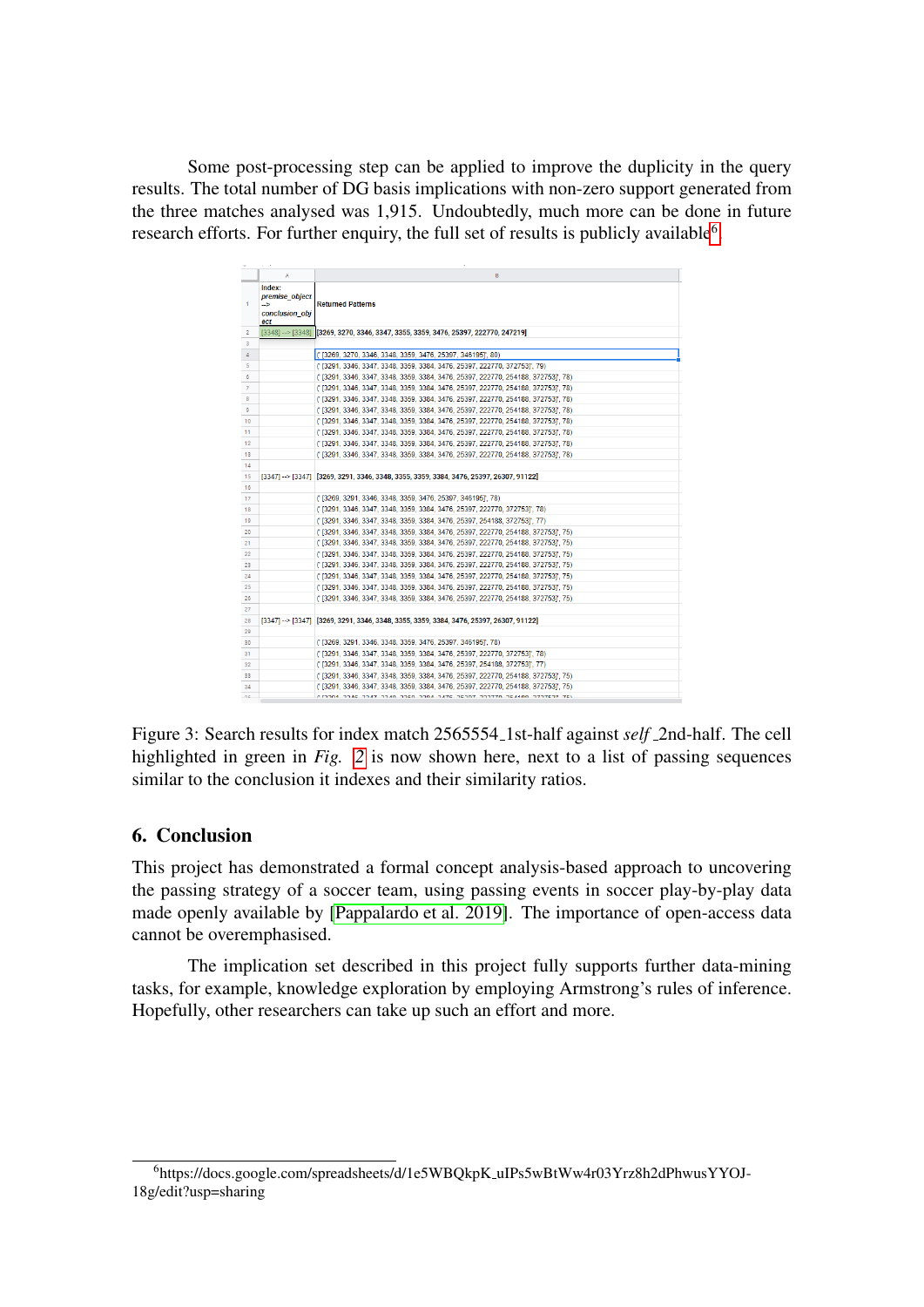Some post-processing step can be applied to improve the duplicity in the query results. The total number of DG basis implications with non-zero support generated from the three matches analysed was 1,915. Undoubtedly, much more can be done in future research efforts. For further enquiry, the full set of results is publicly available[6].

Figure 3: Search results for index match 2565554_1st-half against *self* _2nd-half. The cell highlighted in green in *Fig.* 2 is now shown here, next to a list of passing sequences similar to the conclusion it indexes and their similarity ratios.

## 6. Conclusion

This project has demonstrated a formal concept analysis-based approach to uncovering the passing strategy of a soccer team, using passing events in soccer play-by-play data made openly available by [Pappalardo et al. 2019]. The importance of open-access data cannot be overemphasised.

The implication set described in this project fully supports further data-mining tasks, for example, knowledge exploration by employing Armstrong's rules of inference. Hopefully, other researchers can take up such an effort and more.

[6] https://docs.google.com/spreadsheets/d/1e5WBQkpK_uIPs5wBtWw4r03Yrz8h2dPhwusYYOJ-18g/edit?usp=sharing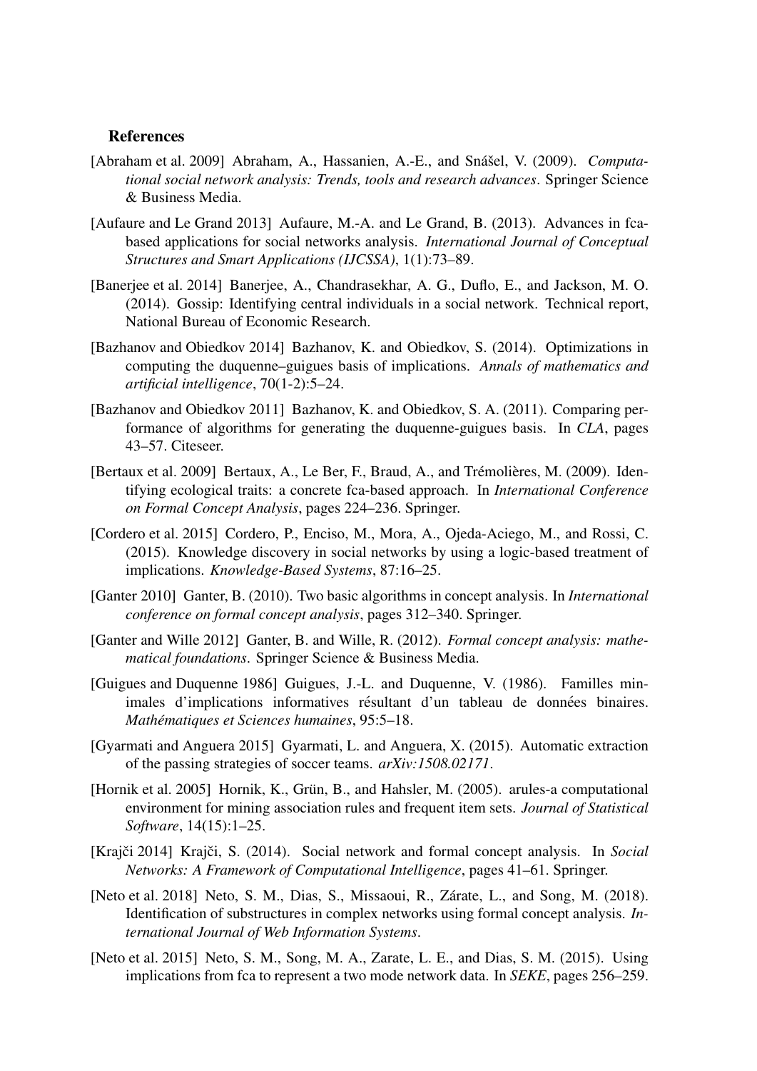## References

[Abraham et al. 2009] Abraham, A., Hassanien, A.-E., and Snášel, V. (2009). *Computational social network analysis: Trends, tools and research advances*. Springer Science & Business Media.

[Aufaure and Le Grand 2013] Aufaure, M.-A. and Le Grand, B. (2013). Advances in fca-based applications for social networks analysis. *International Journal of Conceptual Structures and Smart Applications (IJCSSA)*, 1(1):73–89.

[Banerjee et al. 2014] Banerjee, A., Chandrasekhar, A. G., Duflo, E., and Jackson, M. O. (2014). Gossip: Identifying central individuals in a social network. Technical report, National Bureau of Economic Research.

[Bazhanov and Obiedkov 2014] Bazhanov, K. and Obiedkov, S. (2014). Optimizations in computing the duquenne–guigues basis of implications. *Annals of mathematics and artificial intelligence*, 70(1-2):5–24.

[Bazhanov and Obiedkov 2011] Bazhanov, K. and Obiedkov, S. A. (2011). Comparing performance of algorithms for generating the duquenne-guigues basis. In *CLA*, pages 43–57. Citeseer.

[Bertaux et al. 2009] Bertaux, A., Le Ber, F., Braud, A., and Trémolières, M. (2009). Identifying ecological traits: a concrete fca-based approach. In *International Conference on Formal Concept Analysis*, pages 224–236. Springer.

[Cordero et al. 2015] Cordero, P., Enciso, M., Mora, A., Ojeda-Aciego, M., and Rossi, C. (2015). Knowledge discovery in social networks by using a logic-based treatment of implications. *Knowledge-Based Systems*, 87:16–25.

[Ganter 2010] Ganter, B. (2010). Two basic algorithms in concept analysis. In *International conference on formal concept analysis*, pages 312–340. Springer.

[Ganter and Wille 2012] Ganter, B. and Wille, R. (2012). *Formal concept analysis: mathematical foundations*. Springer Science & Business Media.

[Guigues and Duquenne 1986] Guigues, J.-L. and Duquenne, V. (1986). Familles minimales d'implications informatives résultant d'un tableau de données binaires. *Mathématiques et Sciences humaines*, 95:5–18.

[Gyarmati and Anguera 2015] Gyarmati, L. and Anguera, X. (2015). Automatic extraction of the passing strategies of soccer teams. *arXiv:1508.02171*.

[Hornik et al. 2005] Hornik, K., Grün, B., and Hahsler, M. (2005). arules-a computational environment for mining association rules and frequent item sets. *Journal of Statistical Software*, 14(15):1–25.

[Krajči 2014] Krajči, S. (2014). Social network and formal concept analysis. In *Social Networks: A Framework of Computational Intelligence*, pages 41–61. Springer.

[Neto et al. 2018] Neto, S. M., Dias, S., Missaoui, R., Zárate, L., and Song, M. (2018). Identification of substructures in complex networks using formal concept analysis. *International Journal of Web Information Systems*.

[Neto et al. 2015] Neto, S. M., Song, M. A., Zarate, L. E., and Dias, S. M. (2015). Using implications from fca to represent a two mode network data. In *SEKE*, pages 256–259.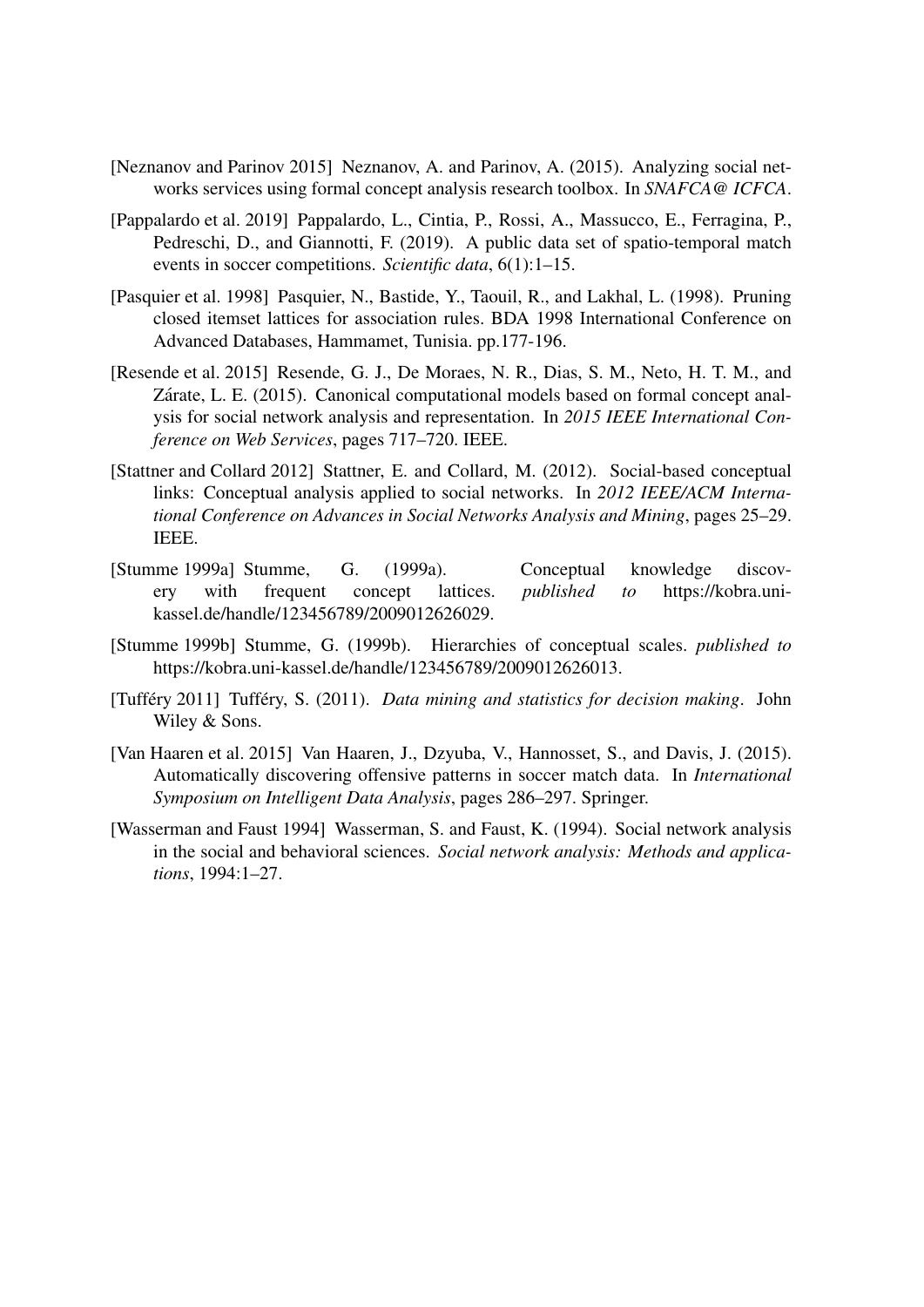[Neznanov and Parinov 2015] Neznanov, A. and Parinov, A. (2015). Analyzing social networks services using formal concept analysis research toolbox. In *SNAFCA@ ICFCA*.

[Pappalardo et al. 2019] Pappalardo, L., Cintia, P., Rossi, A., Massucco, E., Ferragina, P., Pedreschi, D., and Giannotti, F. (2019). A public data set of spatio-temporal match events in soccer competitions. *Scientific data*, 6(1):1–15.

[Pasquier et al. 1998] Pasquier, N., Bastide, Y., Taouil, R., and Lakhal, L. (1998). Pruning closed itemset lattices for association rules. BDA 1998 International Conference on Advanced Databases, Hammamet, Tunisia. pp.177-196.

[Resende et al. 2015] Resende, G. J., De Moraes, N. R., Dias, S. M., Neto, H. T. M., and Zárate, L. E. (2015). Canonical computational models based on formal concept analysis for social network analysis and representation. In *2015 IEEE International Conference on Web Services*, pages 717–720. IEEE.

[Stattner and Collard 2012] Stattner, E. and Collard, M. (2012). Social-based conceptual links: Conceptual analysis applied to social networks. In *2012 IEEE/ACM International Conference on Advances in Social Networks Analysis and Mining*, pages 25–29. IEEE.

[Stumme 1999a] Stumme, G. (1999a). Conceptual knowledge discovery with frequent concept lattices. *published to* https://kobra.uni-kassel.de/handle/123456789/2009012626029.

[Stumme 1999b] Stumme, G. (1999b). Hierarchies of conceptual scales. *published to* https://kobra.uni-kassel.de/handle/123456789/2009012626013.

[Tufféry 2011] Tufféry, S. (2011). *Data mining and statistics for decision making*. John Wiley & Sons.

[Van Haaren et al. 2015] Van Haaren, J., Dzyuba, V., Hannosset, S., and Davis, J. (2015). Automatically discovering offensive patterns in soccer match data. In *International Symposium on Intelligent Data Analysis*, pages 286–297. Springer.

[Wasserman and Faust 1994] Wasserman, S. and Faust, K. (1994). Social network analysis in the social and behavioral sciences. *Social network analysis: Methods and applications*, 1994:1–27.